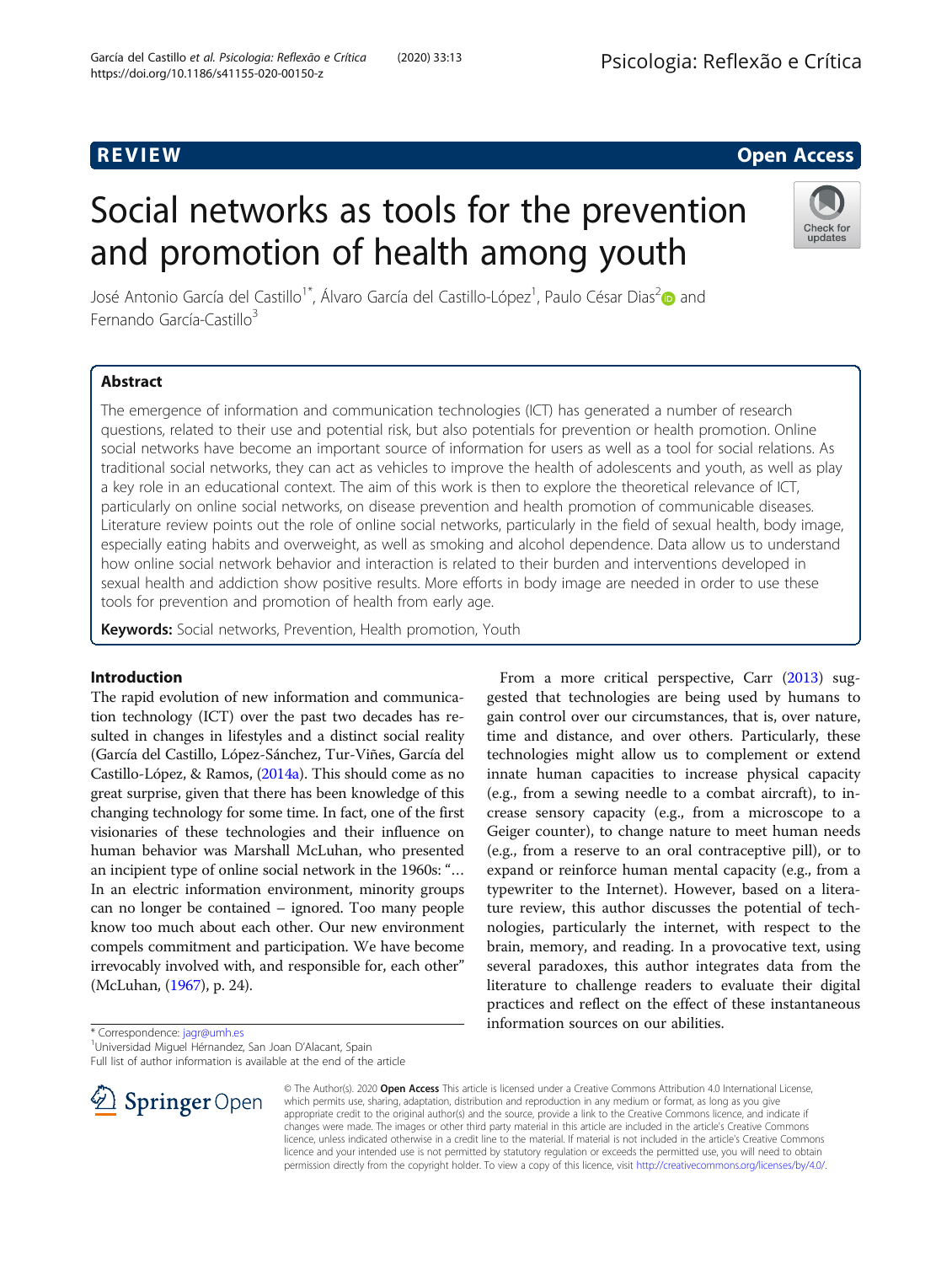REVIEW Open Access

# Social networks as tools for the prevention and promotion of health among youth

José Antonio García del Castillo[1*], Álvaro García del Castillo-López[1], Paulo César Dias[2] and Fernando García-Castillo[3]

## Abstract

The emergence of information and communication technologies (ICT) has generated a number of research questions, related to their use and potential risk, but also potentials for prevention or health promotion. Online social networks have become an important source of information for users as well as a tool for social relations. As traditional social networks, they can act as vehicles to improve the health of adolescents and youth, as well as play a key role in an educational context. The aim of this work is then to explore the theoretical relevance of ICT, particularly on online social networks, on disease prevention and health promotion of communicable diseases. Literature review points out the role of online social networks, particularly in the field of sexual health, body image, especially eating habits and overweight, as well as smoking and alcohol dependence. Data allow us to understand how online social network behavior and interaction is related to their burden and interventions developed in sexual health and addiction show positive results. More efforts in body image are needed in order to use these tools for prevention and promotion of health from early age.

**Keywords:** Social networks, Prevention, Health promotion, Youth

## Introduction

The rapid evolution of new information and communication technology (ICT) over the past two decades has resulted in changes in lifestyles and a distinct social reality (García del Castillo, López-Sánchez, Tur-Viñes, García del Castillo-López, & Ramos, (2014a). This should come as no great surprise, given that there has been knowledge of this changing technology for some time. In fact, one of the first visionaries of these technologies and their influence on human behavior was Marshall McLuhan, who presented an incipient type of online social network in the 1960s: "… In an electric information environment, minority groups can no longer be contained – ignored. Too many people know too much about each other. Our new environment compels commitment and participation. We have become irrevocably involved with, and responsible for, each other" (McLuhan, (1967), p. 24).

From a more critical perspective, Carr (2013) suggested that technologies are being used by humans to gain control over our circumstances, that is, over nature, time and distance, and over others. Particularly, these technologies might allow us to complement or extend innate human capacities to increase physical capacity (e.g., from a sewing needle to a combat aircraft), to increase sensory capacity (e.g., from a microscope to a Geiger counter), to change nature to meet human needs (e.g., from a reserve to an oral contraceptive pill), or to expand or reinforce human mental capacity (e.g., from a typewriter to the Internet). However, based on a literature review, this author discusses the potential of technologies, particularly the internet, with respect to the brain, memory, and reading. In a provocative text, using several paradoxes, this author integrates data from the literature to challenge readers to evaluate their digital practices and reflect on the effect of these instantaneous information sources on our abilities.

\* Correspondence: jagr@umh.es
[1]Universidad Miguel Hérnandez, San Joan D'Alacant, Spain
Full list of author information is available at the end of the article

© The Author(s). 2020 **Open Access** This article is licensed under a Creative Commons Attribution 4.0 International License, which permits use, sharing, adaptation, distribution and reproduction in any medium or format, as long as you give appropriate credit to the original author(s) and the source, provide a link to the Creative Commons licence, and indicate if changes were made. The images or other third party material in this article are included in the article's Creative Commons licence, unless indicated otherwise in a credit line to the material. If material is not included in the article's Creative Commons licence and your intended use is not permitted by statutory regulation or exceeds the permitted use, you will need to obtain permission directly from the copyright holder. To view a copy of this licence, visit http://creativecommons.org/licenses/by/4.0/.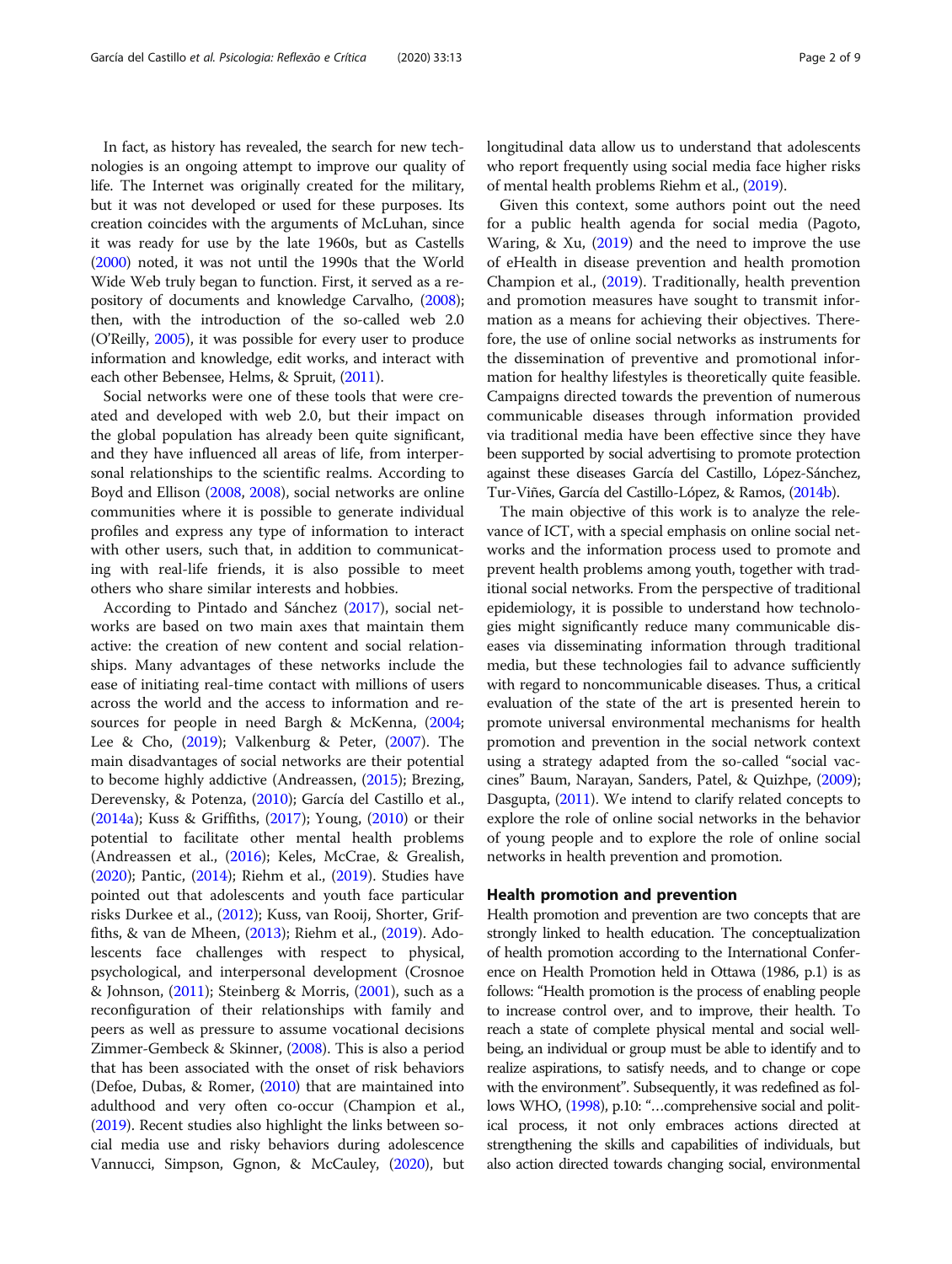In fact, as history has revealed, the search for new technologies is an ongoing attempt to improve our quality of life. The Internet was originally created for the military, but it was not developed or used for these purposes. Its creation coincides with the arguments of McLuhan, since it was ready for use by the late 1960s, but as Castells (2000) noted, it was not until the 1990s that the World Wide Web truly began to function. First, it served as a repository of documents and knowledge Carvalho, (2008); then, with the introduction of the so-called web 2.0 (O'Reilly, 2005), it was possible for every user to produce information and knowledge, edit works, and interact with each other Bebensee, Helms, & Spruit, (2011).

Social networks were one of these tools that were created and developed with web 2.0, but their impact on the global population has already been quite significant, and they have influenced all areas of life, from interpersonal relationships to the scientific realms. According to Boyd and Ellison (2008, 2008), social networks are online communities where it is possible to generate individual profiles and express any type of information to interact with other users, such that, in addition to communicating with real-life friends, it is also possible to meet others who share similar interests and hobbies.

According to Pintado and Sánchez (2017), social networks are based on two main axes that maintain them active: the creation of new content and social relationships. Many advantages of these networks include the ease of initiating real-time contact with millions of users across the world and the access to information and resources for people in need Bargh & McKenna, (2004; Lee & Cho, (2019); Valkenburg & Peter, (2007). The main disadvantages of social networks are their potential to become highly addictive (Andreassen, (2015); Brezing, Derevensky, & Potenza, (2010); García del Castillo et al., (2014a); Kuss & Griffiths, (2017); Young, (2010) or their potential to facilitate other mental health problems (Andreassen et al., (2016); Keles, McCrae, & Grealish, (2020); Pantic, (2014); Riehm et al., (2019). Studies have pointed out that adolescents and youth face particular risks Durkee et al., (2012); Kuss, van Rooij, Shorter, Griffiths, & van de Mheen, (2013); Riehm et al., (2019). Adolescents face challenges with respect to physical, psychological, and interpersonal development (Crosnoe & Johnson, (2011); Steinberg & Morris, (2001), such as a reconfiguration of their relationships with family and peers as well as pressure to assume vocational decisions Zimmer-Gembeck & Skinner, (2008). This is also a period that has been associated with the onset of risk behaviors (Defoe, Dubas, & Romer, (2010) that are maintained into adulthood and very often co-occur (Champion et al., (2019). Recent studies also highlight the links between social media use and risky behaviors during adolescence Vannucci, Simpson, Ggnon, & McCauley, (2020), but longitudinal data allow us to understand that adolescents who report frequently using social media face higher risks of mental health problems Riehm et al., (2019).

Given this context, some authors point out the need for a public health agenda for social media (Pagoto, Waring, & Xu, (2019) and the need to improve the use of eHealth in disease prevention and health promotion Champion et al., (2019). Traditionally, health prevention and promotion measures have sought to transmit information as a means for achieving their objectives. Therefore, the use of online social networks as instruments for the dissemination of preventive and promotional information for healthy lifestyles is theoretically quite feasible. Campaigns directed towards the prevention of numerous communicable diseases through information provided via traditional media have been effective since they have been supported by social advertising to promote protection against these diseases García del Castillo, López-Sánchez, Tur-Viñes, García del Castillo-López, & Ramos, (2014b).

The main objective of this work is to analyze the relevance of ICT, with a special emphasis on online social networks and the information process used to promote and prevent health problems among youth, together with traditional social networks. From the perspective of traditional epidemiology, it is possible to understand how technologies might significantly reduce many communicable diseases via disseminating information through traditional media, but these technologies fail to advance sufficiently with regard to noncommunicable diseases. Thus, a critical evaluation of the state of the art is presented herein to promote universal environmental mechanisms for health promotion and prevention in the social network context using a strategy adapted from the so-called "social vaccines" Baum, Narayan, Sanders, Patel, & Quizhpe, (2009); Dasgupta, (2011). We intend to clarify related concepts to explore the role of online social networks in the behavior of young people and to explore the role of online social networks in health prevention and promotion.

## Health promotion and prevention

Health promotion and prevention are two concepts that are strongly linked to health education. The conceptualization of health promotion according to the International Conference on Health Promotion held in Ottawa (1986, p.1) is as follows: "Health promotion is the process of enabling people to increase control over, and to improve, their health. To reach a state of complete physical mental and social well-being, an individual or group must be able to identify and to realize aspirations, to satisfy needs, and to change or cope with the environment". Subsequently, it was redefined as follows WHO, (1998), p.10: "…comprehensive social and political process, it not only embraces actions directed at strengthening the skills and capabilities of individuals, but also action directed towards changing social, environmental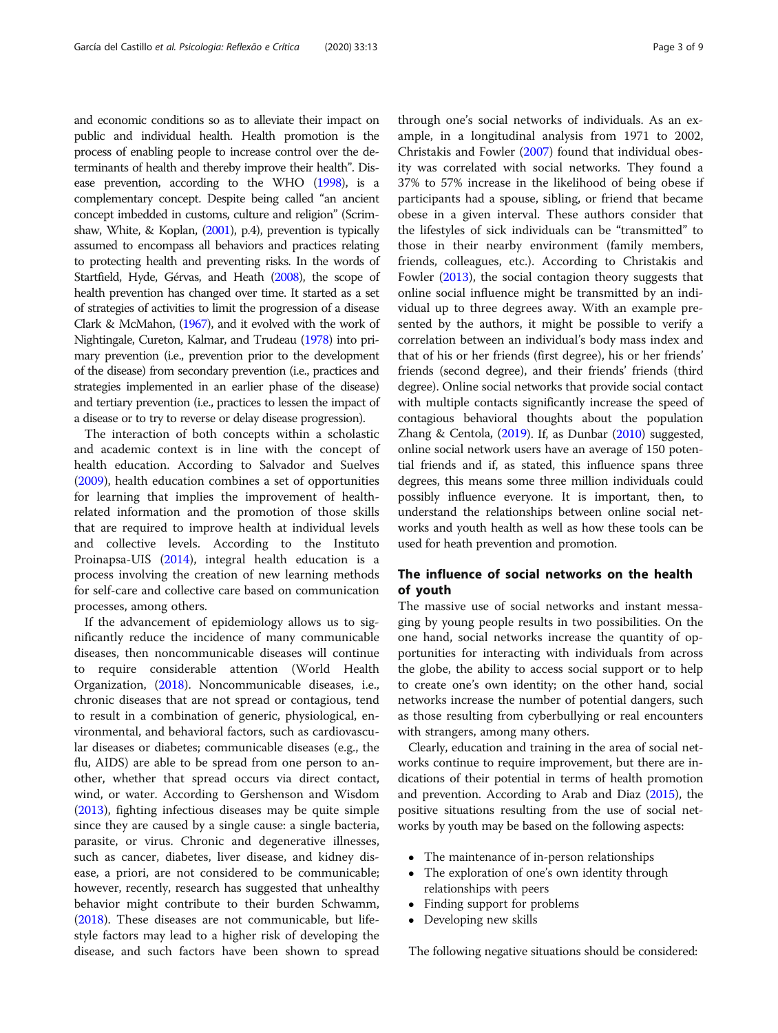and economic conditions so as to alleviate their impact on public and individual health. Health promotion is the process of enabling people to increase control over the determinants of health and thereby improve their health". Disease prevention, according to the WHO (1998), is a complementary concept. Despite being called "an ancient concept imbedded in customs, culture and religion" (Scrimshaw, White, & Koplan, (2001), p.4), prevention is typically assumed to encompass all behaviors and practices relating to protecting health and preventing risks. In the words of Startfield, Hyde, Gérvas, and Heath (2008), the scope of health prevention has changed over time. It started as a set of strategies of activities to limit the progression of a disease Clark & McMahon, (1967), and it evolved with the work of Nightingale, Cureton, Kalmar, and Trudeau (1978) into primary prevention (i.e., prevention prior to the development of the disease) from secondary prevention (i.e., practices and strategies implemented in an earlier phase of the disease) and tertiary prevention (i.e., practices to lessen the impact of a disease or to try to reverse or delay disease progression).

The interaction of both concepts within a scholastic and academic context is in line with the concept of health education. According to Salvador and Suelves (2009), health education combines a set of opportunities for learning that implies the improvement of health-related information and the promotion of those skills that are required to improve health at individual levels and collective levels. According to the Instituto Proinapsa-UIS (2014), integral health education is a process involving the creation of new learning methods for self-care and collective care based on communication processes, among others.

If the advancement of epidemiology allows us to significantly reduce the incidence of many communicable diseases, then noncommunicable diseases will continue to require considerable attention (World Health Organization, (2018). Noncommunicable diseases, i.e., chronic diseases that are not spread or contagious, tend to result in a combination of generic, physiological, environmental, and behavioral factors, such as cardiovascular diseases or diabetes; communicable diseases (e.g., the flu, AIDS) are able to be spread from one person to another, whether that spread occurs via direct contact, wind, or water. According to Gershenson and Wisdom (2013), fighting infectious diseases may be quite simple since they are caused by a single cause: a single bacteria, parasite, or virus. Chronic and degenerative illnesses, such as cancer, diabetes, liver disease, and kidney disease, a priori, are not considered to be communicable; however, recently, research has suggested that unhealthy behavior might contribute to their burden Schwamm, (2018). These diseases are not communicable, but lifestyle factors may lead to a higher risk of developing the disease, and such factors have been shown to spread through one's social networks of individuals. As an example, in a longitudinal analysis from 1971 to 2002, Christakis and Fowler (2007) found that individual obesity was correlated with social networks. They found a 37% to 57% increase in the likelihood of being obese if participants had a spouse, sibling, or friend that became obese in a given interval. These authors consider that the lifestyles of sick individuals can be "transmitted" to those in their nearby environment (family members, friends, colleagues, etc.). According to Christakis and Fowler (2013), the social contagion theory suggests that online social influence might be transmitted by an individual up to three degrees away. With an example presented by the authors, it might be possible to verify a correlation between an individual's body mass index and that of his or her friends (first degree), his or her friends' friends (second degree), and their friends' friends (third degree). Online social networks that provide social contact with multiple contacts significantly increase the speed of contagious behavioral thoughts about the population Zhang & Centola, (2019). If, as Dunbar (2010) suggested, online social network users have an average of 150 potential friends and if, as stated, this influence spans three degrees, this means some three million individuals could possibly influence everyone. It is important, then, to understand the relationships between online social networks and youth health as well as how these tools can be used for heath prevention and promotion.

## The influence of social networks on the health of youth

The massive use of social networks and instant messaging by young people results in two possibilities. On the one hand, social networks increase the quantity of opportunities for interacting with individuals from across the globe, the ability to access social support or to help to create one's own identity; on the other hand, social networks increase the number of potential dangers, such as those resulting from cyberbullying or real encounters with strangers, among many others.

Clearly, education and training in the area of social networks continue to require improvement, but there are indications of their potential in terms of health promotion and prevention. According to Arab and Diaz (2015), the positive situations resulting from the use of social networks by youth may be based on the following aspects:

- The maintenance of in-person relationships
- The exploration of one's own identity through relationships with peers
- Finding support for problems
- Developing new skills

The following negative situations should be considered: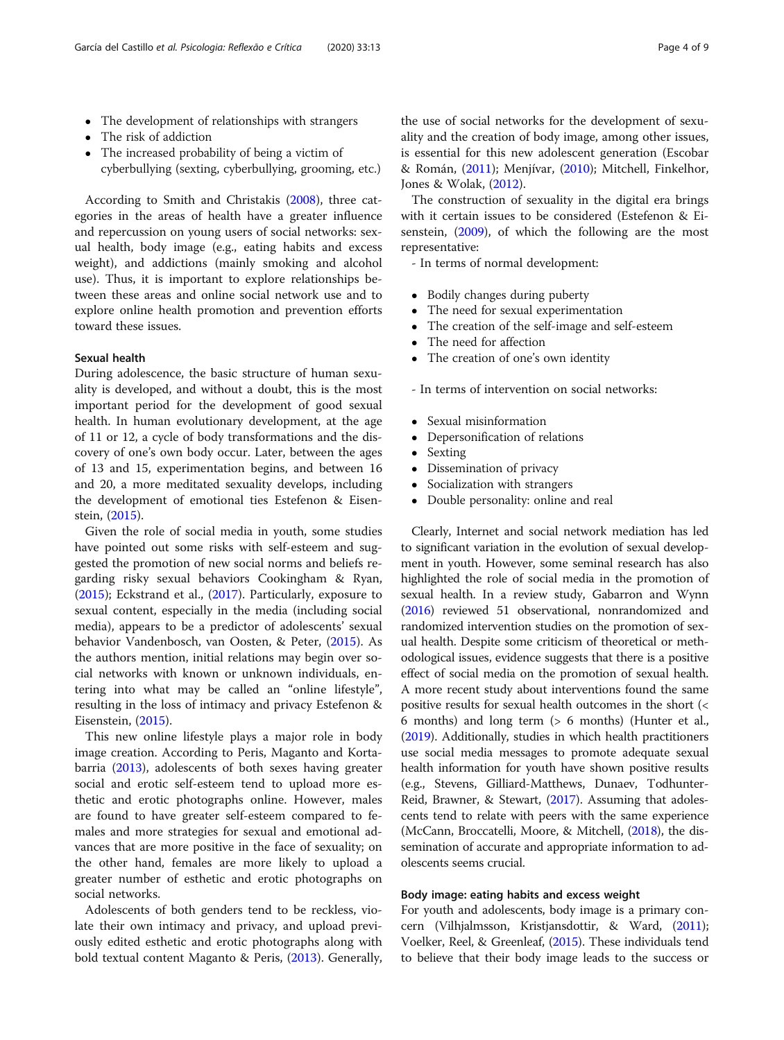- The development of relationships with strangers
- The risk of addiction
- The increased probability of being a victim of cyberbullying (sexting, cyberbullying, grooming, etc.)

According to Smith and Christakis (2008), three categories in the areas of health have a greater influence and repercussion on young users of social networks: sexual health, body image (e.g., eating habits and excess weight), and addictions (mainly smoking and alcohol use). Thus, it is important to explore relationships between these areas and online social network use and to explore online health promotion and prevention efforts toward these issues.

### Sexual health

During adolescence, the basic structure of human sexuality is developed, and without a doubt, this is the most important period for the development of good sexual health. In human evolutionary development, at the age of 11 or 12, a cycle of body transformations and the discovery of one's own body occur. Later, between the ages of 13 and 15, experimentation begins, and between 16 and 20, a more meditated sexuality develops, including the development of emotional ties Estefenon & Eisenstein, (2015).

Given the role of social media in youth, some studies have pointed out some risks with self-esteem and suggested the promotion of new social norms and beliefs regarding risky sexual behaviors Cookingham & Ryan, (2015); Eckstrand et al., (2017). Particularly, exposure to sexual content, especially in the media (including social media), appears to be a predictor of adolescents' sexual behavior Vandenbosch, van Oosten, & Peter, (2015). As the authors mention, initial relations may begin over social networks with known or unknown individuals, entering into what may be called an "online lifestyle", resulting in the loss of intimacy and privacy Estefenon & Eisenstein, (2015).

This new online lifestyle plays a major role in body image creation. According to Peris, Maganto and Kortabarria (2013), adolescents of both sexes having greater social and erotic self-esteem tend to upload more esthetic and erotic photographs online. However, males are found to have greater self-esteem compared to females and more strategies for sexual and emotional advances that are more positive in the face of sexuality; on the other hand, females are more likely to upload a greater number of esthetic and erotic photographs on social networks.

Adolescents of both genders tend to be reckless, violate their own intimacy and privacy, and upload previously edited esthetic and erotic photographs along with bold textual content Maganto & Peris, (2013). Generally, the use of social networks for the development of sexuality and the creation of body image, among other issues, is essential for this new adolescent generation (Escobar & Román, (2011); Menjívar, (2010); Mitchell, Finkelhor, Jones & Wolak, (2012).

The construction of sexuality in the digital era brings with it certain issues to be considered (Estefenon & Eisenstein, (2009), of which the following are the most representative:

- In terms of normal development:

- Bodily changes during puberty
- The need for sexual experimentation
- The creation of the self-image and self-esteem
- The need for affection
- The creation of one's own identity

- In terms of intervention on social networks:

- Sexual misinformation
- Depersonification of relations
- Sexting
- Dissemination of privacy
- Socialization with strangers
- Double personality: online and real

Clearly, Internet and social network mediation has led to significant variation in the evolution of sexual development in youth. However, some seminal research has also highlighted the role of social media in the promotion of sexual health. In a review study, Gabarron and Wynn (2016) reviewed 51 observational, nonrandomized and randomized intervention studies on the promotion of sexual health. Despite some criticism of theoretical or methodological issues, evidence suggests that there is a positive effect of social media on the promotion of sexual health. A more recent study about interventions found the same positive results for sexual health outcomes in the short (< 6 months) and long term (> 6 months) (Hunter et al., (2019). Additionally, studies in which health practitioners use social media messages to promote adequate sexual health information for youth have shown positive results (e.g., Stevens, Gilliard-Matthews, Dunaev, Todhunter-Reid, Brawner, & Stewart, (2017). Assuming that adolescents tend to relate with peers with the same experience (McCann, Broccatelli, Moore, & Mitchell, (2018), the dissemination of accurate and appropriate information to adolescents seems crucial.

### Body image: eating habits and excess weight

For youth and adolescents, body image is a primary concern (Vilhjalmsson, Kristjansdottir, & Ward, (2011); Voelker, Reel, & Greenleaf, (2015). These individuals tend to believe that their body image leads to the success or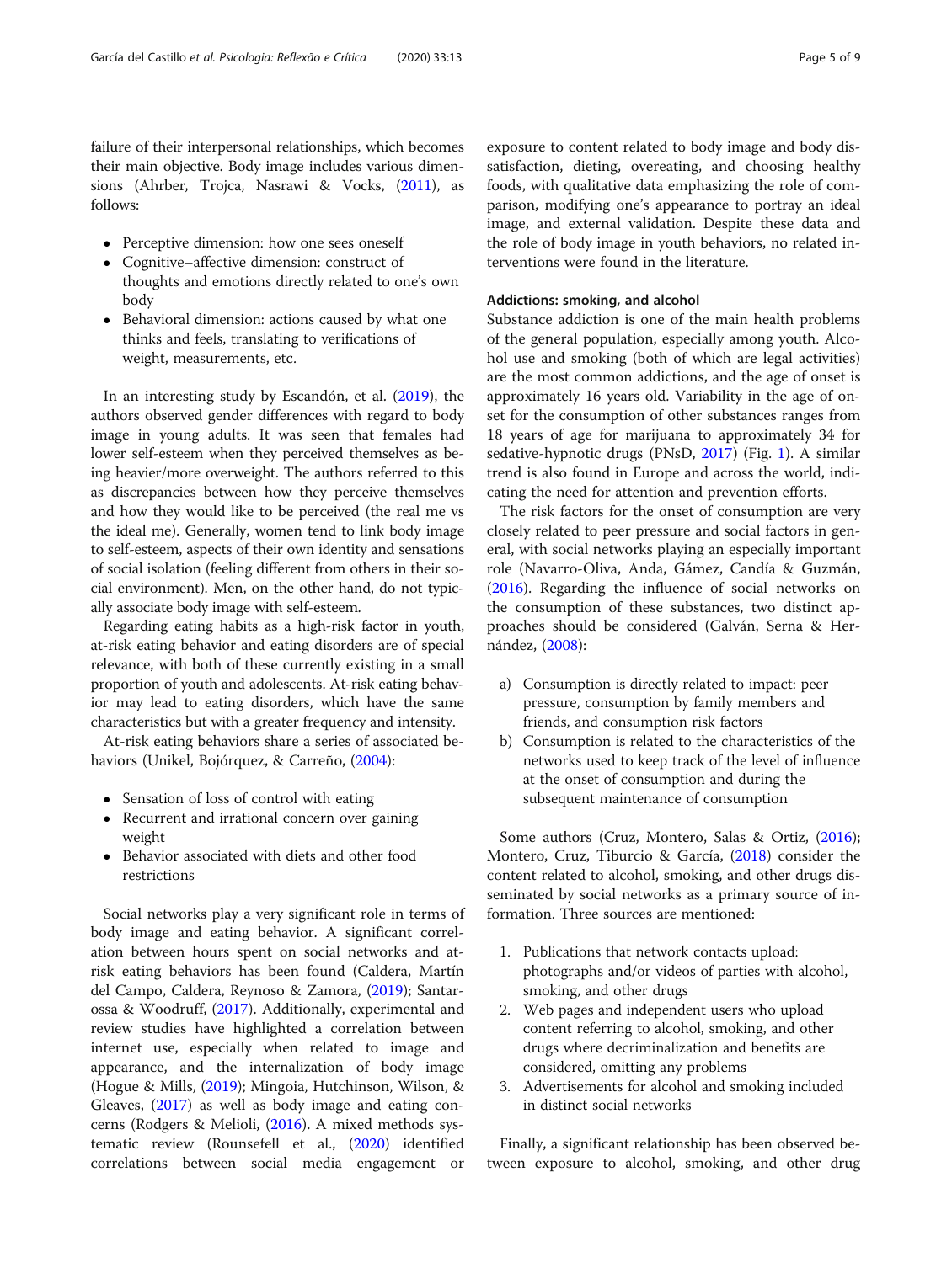failure of their interpersonal relationships, which becomes their main objective. Body image includes various dimensions (Ahrber, Trojca, Nasrawi & Vocks, (2011), as follows:

- Perceptive dimension: how one sees oneself
- Cognitive–affective dimension: construct of thoughts and emotions directly related to one's own body
- Behavioral dimension: actions caused by what one thinks and feels, translating to verifications of weight, measurements, etc.

In an interesting study by Escandón, et al. (2019), the authors observed gender differences with regard to body image in young adults. It was seen that females had lower self-esteem when they perceived themselves as being heavier/more overweight. The authors referred to this as discrepancies between how they perceive themselves and how they would like to be perceived (the real me vs the ideal me). Generally, women tend to link body image to self-esteem, aspects of their own identity and sensations of social isolation (feeling different from others in their social environment). Men, on the other hand, do not typically associate body image with self-esteem.

Regarding eating habits as a high-risk factor in youth, at-risk eating behavior and eating disorders are of special relevance, with both of these currently existing in a small proportion of youth and adolescents. At-risk eating behavior may lead to eating disorders, which have the same characteristics but with a greater frequency and intensity.

At-risk eating behaviors share a series of associated behaviors (Unikel, Bojórquez, & Carreño, (2004):

- Sensation of loss of control with eating
- Recurrent and irrational concern over gaining weight
- Behavior associated with diets and other food restrictions

Social networks play a very significant role in terms of body image and eating behavior. A significant correlation between hours spent on social networks and at-risk eating behaviors has been found (Caldera, Martín del Campo, Caldera, Reynoso & Zamora, (2019); Santarossa & Woodruff, (2017). Additionally, experimental and review studies have highlighted a correlation between internet use, especially when related to image and appearance, and the internalization of body image (Hogue & Mills, (2019); Mingoia, Hutchinson, Wilson, & Gleaves, (2017) as well as body image and eating concerns (Rodgers & Melioli, (2016). A mixed methods systematic review (Rounsefell et al., (2020) identified correlations between social media engagement or exposure to content related to body image and body dissatisfaction, dieting, overeating, and choosing healthy foods, with qualitative data emphasizing the role of comparison, modifying one's appearance to portray an ideal image, and external validation. Despite these data and the role of body image in youth behaviors, no related interventions were found in the literature.

#### Addictions: smoking, and alcohol

Substance addiction is one of the main health problems of the general population, especially among youth. Alcohol use and smoking (both of which are legal activities) are the most common addictions, and the age of onset is approximately 16 years old. Variability in the age of onset for the consumption of other substances ranges from 18 years of age for marijuana to approximately 34 for sedative-hypnotic drugs (PNsD, 2017) (Fig. 1). A similar trend is also found in Europe and across the world, indicating the need for attention and prevention efforts.

The risk factors for the onset of consumption are very closely related to peer pressure and social factors in general, with social networks playing an especially important role (Navarro-Oliva, Anda, Gámez, Candía & Guzmán, (2016). Regarding the influence of social networks on the consumption of these substances, two distinct approaches should be considered (Galván, Serna & Hernández, (2008):

a) Consumption is directly related to impact: peer pressure, consumption by family members and friends, and consumption risk factors
b) Consumption is related to the characteristics of the networks used to keep track of the level of influence at the onset of consumption and during the subsequent maintenance of consumption

Some authors (Cruz, Montero, Salas & Ortiz, (2016); Montero, Cruz, Tiburcio & García, (2018) consider the content related to alcohol, smoking, and other drugs disseminated by social networks as a primary source of information. Three sources are mentioned:

1. Publications that network contacts upload: photographs and/or videos of parties with alcohol, smoking, and other drugs
2. Web pages and independent users who upload content referring to alcohol, smoking, and other drugs where decriminalization and benefits are considered, omitting any problems
3. Advertisements for alcohol and smoking included in distinct social networks

Finally, a significant relationship has been observed between exposure to alcohol, smoking, and other drug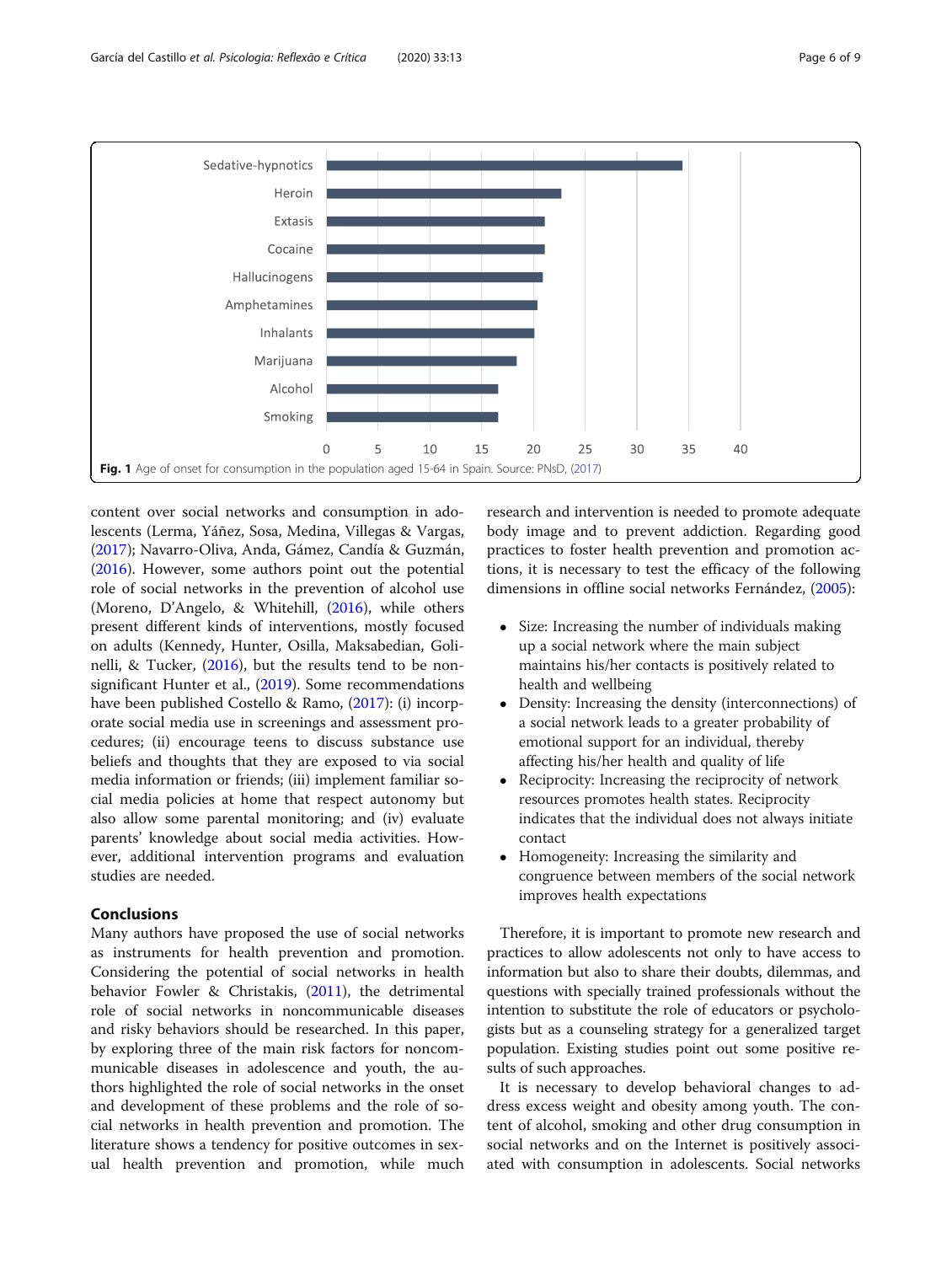Fig. 1 Age of onset for consumption in the population aged 15-64 in Spain. Source: PNsD, (2017)

content over social networks and consumption in adolescents (Lerma, Yáñez, Sosa, Medina, Villegas & Vargas, (2017); Navarro-Oliva, Anda, Gámez, Candía & Guzmán, (2016). However, some authors point out the potential role of social networks in the prevention of alcohol use (Moreno, D'Angelo, & Whitehill, (2016), while others present different kinds of interventions, mostly focused on adults (Kennedy, Hunter, Osilla, Maksabedian, Golinelli, & Tucker, (2016), but the results tend to be non-significant Hunter et al., (2019). Some recommendations have been published Costello & Ramo, (2017): (i) incorporate social media use in screenings and assessment procedures; (ii) encourage teens to discuss substance use beliefs and thoughts that they are exposed to via social media information or friends; (iii) implement familiar social media policies at home that respect autonomy but also allow some parental monitoring; and (iv) evaluate parents' knowledge about social media activities. However, additional intervention programs and evaluation studies are needed.

## Conclusions

Many authors have proposed the use of social networks as instruments for health prevention and promotion. Considering the potential of social networks in health behavior Fowler & Christakis, (2011), the detrimental role of social networks in noncommunicable diseases and risky behaviors should be researched. In this paper, by exploring three of the main risk factors for noncommunicable diseases in adolescence and youth, the authors highlighted the role of social networks in the onset and development of these problems and the role of social networks in health prevention and promotion. The literature shows a tendency for positive outcomes in sexual health prevention and promotion, while much research and intervention is needed to promote adequate body image and to prevent addiction. Regarding good practices to foster health prevention and promotion actions, it is necessary to test the efficacy of the following dimensions in offline social networks Fernández, (2005):

- Size: Increasing the number of individuals making up a social network where the main subject maintains his/her contacts is positively related to health and wellbeing
- Density: Increasing the density (interconnections) of a social network leads to a greater probability of emotional support for an individual, thereby affecting his/her health and quality of life
- Reciprocity: Increasing the reciprocity of network resources promotes health states. Reciprocity indicates that the individual does not always initiate contact
- Homogeneity: Increasing the similarity and congruence between members of the social network improves health expectations

Therefore, it is important to promote new research and practices to allow adolescents not only to have access to information but also to share their doubts, dilemmas, and questions with specially trained professionals without the intention to substitute the role of educators or psychologists but as a counseling strategy for a generalized target population. Existing studies point out some positive results of such approaches.

It is necessary to develop behavioral changes to address excess weight and obesity among youth. The content of alcohol, smoking and other drug consumption in social networks and on the Internet is positively associated with consumption in adolescents. Social networks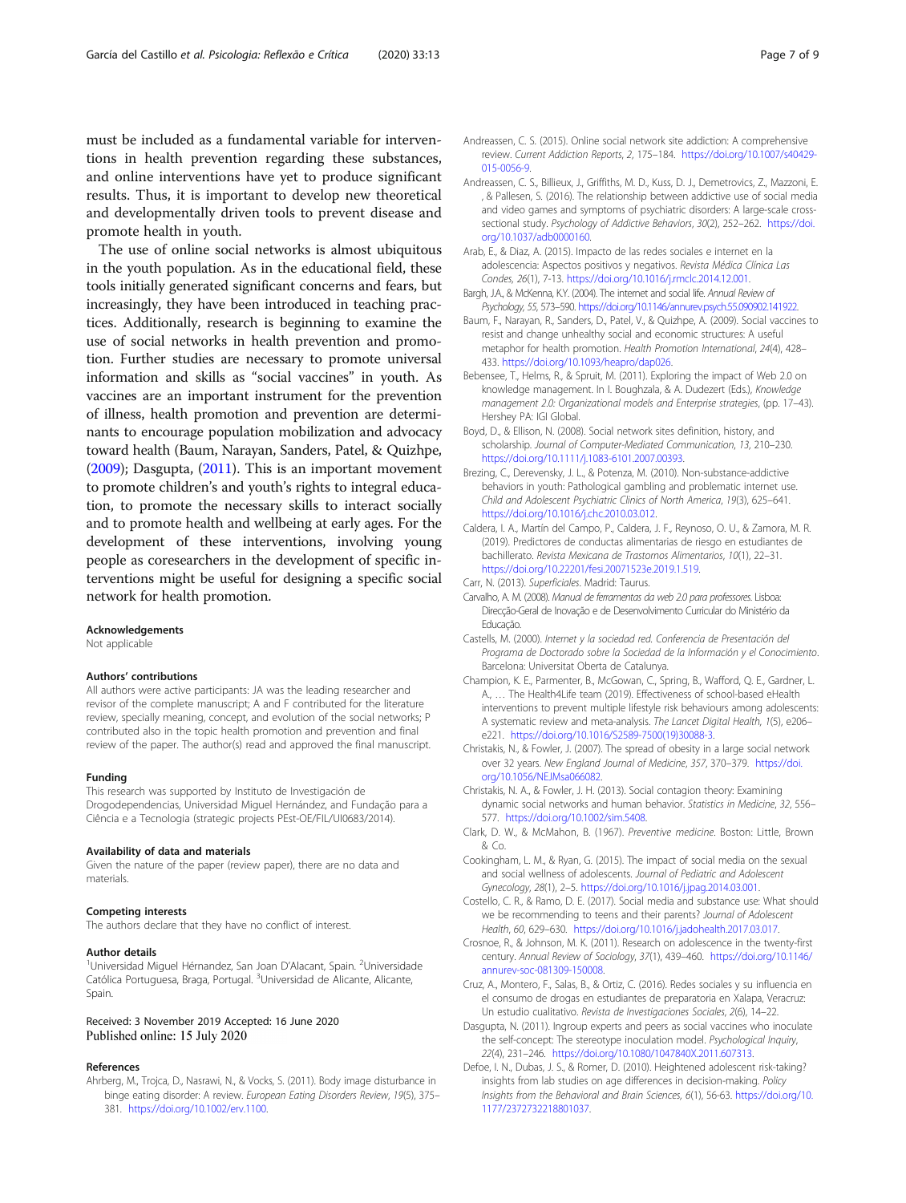must be included as a fundamental variable for interventions in health prevention regarding these substances, and online interventions have yet to produce significant results. Thus, it is important to develop new theoretical and developmentally driven tools to prevent disease and promote health in youth.

The use of online social networks is almost ubiquitous in the youth population. As in the educational field, these tools initially generated significant concerns and fears, but increasingly, they have been introduced in teaching practices. Additionally, research is beginning to examine the use of social networks in health prevention and promotion. Further studies are necessary to promote universal information and skills as "social vaccines" in youth. As vaccines are an important instrument for the prevention of illness, health promotion and prevention are determinants to encourage population mobilization and advocacy toward health (Baum, Narayan, Sanders, Patel, & Quizhpe, (2009); Dasgupta, (2011). This is an important movement to promote children's and youth's rights to integral education, to promote the necessary skills to interact socially and to promote health and wellbeing at early ages. For the development of these interventions, involving young people as coresearchers in the development of specific interventions might be useful for designing a specific social network for health promotion.

#### Acknowledgements
Not applicable

#### Authors' contributions
All authors were active participants: JA was the leading researcher and revisor of the complete manuscript; A and F contributed for the literature review, specially meaning, concept, and evolution of the social networks; P contributed also in the topic health promotion and prevention and final review of the paper. The author(s) read and approved the final manuscript.

#### Funding
This research was supported by Instituto de Investigación de Drogodependencias, Universidad Miguel Hernández, and Fundação para a Ciência e a Tecnologia (strategic projects PEst-OE/FIL/UI0683/2014).

#### Availability of data and materials
Given the nature of the paper (review paper), there are no data and materials.

#### Competing interests
The authors declare that they have no conflict of interest.

#### Author details
[1]Universidad Miguel Hérnandez, San Joan D'Alacant, Spain. [2]Universidade Católica Portuguesa, Braga, Portugal. [3]Universidad de Alicante, Alicante, Spain.

Received: 3 November 2019 Accepted: 16 June 2020
Published online: 15 July 2020

#### References
Ahrberg, M., Trojca, D., Nasrawi, N., & Vocks, S. (2011). Body image disturbance in binge eating disorder: A review. *European Eating Disorders Review*, *19*(5), 375–381. https://doi.org/10.1002/erv.1100.

Andreassen, C. S. (2015). Online social network site addiction: A comprehensive review. *Current Addiction Reports*, *2*, 175–184. https://doi.org/10.1007/s40429-015-0056-9.

Andreassen, C. S., Billieux, J., Griffiths, M. D., Kuss, D. J., Demetrovics, Z., Mazzoni, E. , & Pallesen, S. (2016). The relationship between addictive use of social media and video games and symptoms of psychiatric disorders: A large-scale cross-sectional study. *Psychology of Addictive Behaviors*, *30*(2), 252–262. https://doi.org/10.1037/adb0000160.

Arab, E., & Díaz, A. (2015). Impacto de las redes sociales e internet en la adolescencia: Aspectos positivos y negativos. *Revista Médica Clínica Las Condes*, *26*(1), 7-13. https://doi.org/10.1016/j.rmclc.2014.12.001.

Bargh, J.A., & McKenna, K.Y. (2004). The internet and social life. *Annual Review of Psychology*, *55*, 573–590. https://doi.org/10.1146/annurev.psych.55.090902.141922.

Baum, F., Narayan, R., Sanders, D., Patel, V., & Quizhpe, A. (2009). Social vaccines to resist and change unhealthy social and economic structures: A useful metaphor for health promotion. *Health Promotion International*, *24*(4), 428–433. https://doi.org/10.1093/heapro/dap026.

Bebensee, T., Helms, R., & Spruit, M. (2011). Exploring the impact of Web 2.0 on knowledge management. In I. Boughzala, & A. Dudezert (Eds.), *Knowledge management 2.0: Organizational models and Enterprise strategies*, (pp. 17–43). Hershey PA: IGI Global.

Boyd, D., & Ellison, N. (2008). Social network sites definition, history, and scholarship. *Journal of Computer-Mediated Communication*, *13*, 210–230. https://doi.org/10.1111/j.1083-6101.2007.00393.

Brezing, C., Derevensky, J. L., & Potenza, M. (2010). Non-substance-addictive behaviors in youth: Pathological gambling and problematic internet use. *Child and Adolescent Psychiatric Clinics of North America*, *19*(3), 625–641. https://doi.org/10.1016/j.chc.2010.03.012.

Caldera, I. A., Martín del Campo, P., Caldera, J. F., Reynoso, O. U., & Zamora, M. R. (2019). Predictores de conductas alimentarias de riesgo en estudiantes de bachillerato. *Revista Mexicana de Trastornos Alimentarios*, *10*(1), 22–31. https://doi.org/10.22201/fesi.20071523e.2019.1.519.

Carr, N. (2013). *Superficiales*. Madrid: Taurus.

Carvalho, A. M. (2008). *Manual de ferramentas da web 2.0 para professores*. Lisboa: Direcção-Geral de Inovação e de Desenvolvimento Curricular do Ministério da Educação.

Castells, M. (2000). *Internet y la sociedad red. Conferencia de Presentación del Programa de Doctorado sobre la Sociedad de la Información y el Conocimiento*. Barcelona: Universitat Oberta de Catalunya.

Champion, K. E., Parmenter, B., McGowan, C., Spring, B., Wafford, Q. E., Gardner, L. A., … The Health4Life team (2019). Effectiveness of school-based eHealth interventions to prevent multiple lifestyle risk behaviours among adolescents: A systematic review and meta-analysis. *The Lancet Digital Health*, *1*(5), e206–e221. https://doi.org/10.1016/S2589-7500(19)30088-3.

Christakis, N., & Fowler, J. (2007). The spread of obesity in a large social network over 32 years. *New England Journal of Medicine*, *357*, 370–379. https://doi.org/10.1056/NEJMsa066082.

Christakis, N. A., & Fowler, J. H. (2013). Social contagion theory: Examining dynamic social networks and human behavior. *Statistics in Medicine*, *32*, 556–577. https://doi.org/10.1002/sim.5408.

Clark, D. W., & McMahon, B. (1967). *Preventive medicine*. Boston: Little, Brown & Co.

Cookingham, L. M., & Ryan, G. (2015). The impact of social media on the sexual and social wellness of adolescents. *Journal of Pediatric and Adolescent Gynecology*, *28*(1), 2–5. https://doi.org/10.1016/j.jpag.2014.03.001.

Costello, C. R., & Ramo, D. E. (2017). Social media and substance use: What should we be recommending to teens and their parents? *Journal of Adolescent Health*, *60*, 629–630. https://doi.org/10.1016/j.jadohealth.2017.03.017.

Crosnoe, R., & Johnson, M. K. (2011). Research on adolescence in the twenty-first century. *Annual Review of Sociology*, *37*(1), 439–460. https://doi.org/10.1146/annurev-soc-081309-150008.

Cruz, A., Montero, F., Salas, B., & Ortiz, C. (2016). Redes sociales y su influencia en el consumo de drogas en estudiantes de preparatoria en Xalapa, Veracruz: Un estudio cualitativo. *Revista de Investigaciones Sociales*, *2*(6), 14–22.

Dasgupta, N. (2011). Ingroup experts and peers as social vaccines who inoculate the self-concept: The stereotype inoculation model. *Psychological Inquiry*, *22*(4), 231–246. https://doi.org/10.1080/1047840X.2011.607313.

Defoe, I. N., Dubas, J. S., & Romer, D. (2010). Heightened adolescent risk-taking? insights from lab studies on age differences in decision-making. *Policy Insights from the Behavioral and Brain Sciences*, *6*(1), 56-63. https://doi.org/10.1177/2372732218801037.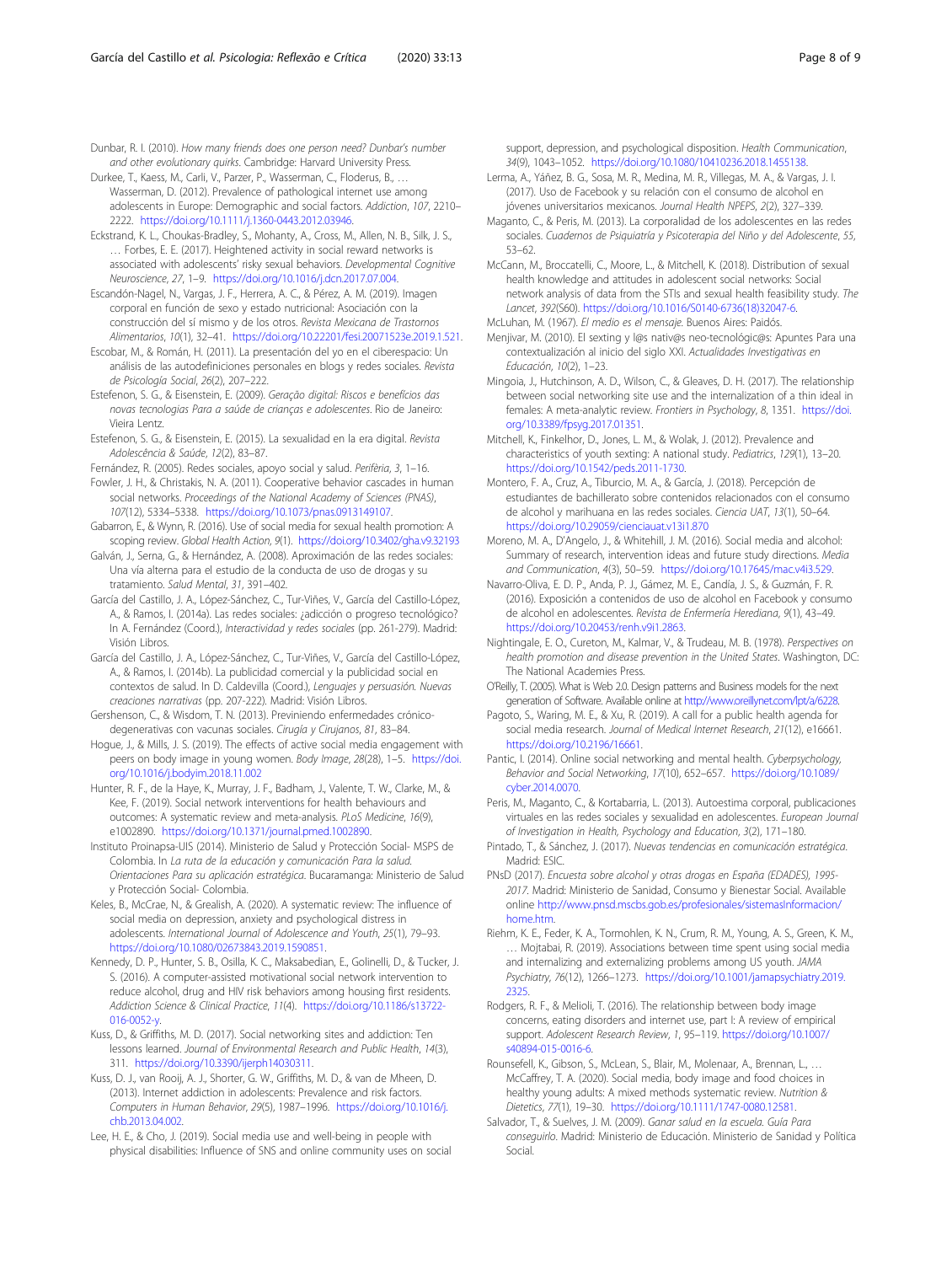Dunbar, R. I. (2010). *How many friends does one person need? Dunbar's number and other evolutionary quirks*. Cambridge: Harvard University Press.

Durkee, T., Kaess, M., Carli, V., Parzer, P., Wasserman, C., Floderus, B., … Wasserman, D. (2012). Prevalence of pathological internet use among adolescents in Europe: Demographic and social factors. *Addiction*, *107*, 2210–2222. https://doi.org/10.1111/j.1360-0443.2012.03946.

Eckstrand, K. L., Choukas-Bradley, S., Mohanty, A., Cross, M., Allen, N. B., Silk, J. S., … Forbes, E. E. (2017). Heightened activity in social reward networks is associated with adolescents' risky sexual behaviors. *Developmental Cognitive Neuroscience*, *27*, 1–9. https://doi.org/10.1016/j.dcn.2017.07.004.

Escandón-Nagel, N., Vargas, J. F., Herrera, A. C., & Pérez, A. M. (2019). Imagen corporal en función de sexo y estado nutricional: Asociación con la construcción del sí mismo y de los otros. *Revista Mexicana de Trastornos Alimentarios*, *10*(1), 32–41. https://doi.org/10.22201/fesi.20071523e.2019.1.521.

Escobar, M., & Román, H. (2011). La presentación del yo en el ciberespacio: Un análisis de las autodefiniciones personales en blogs y redes sociales. *Revista de Psicología Social*, *26*(2), 207–222.

Estefenon, S. G., & Eisenstein, E. (2009). *Geração digital: Riscos e benefícios das novas tecnologias Para a saúde de crianças e adolescentes*. Rio de Janeiro: Vieira Lentz.

Estefenon, S. G., & Eisenstein, E. (2015). La sexualidad en la era digital. *Revista Adolescência & Saúde*, *12*(2), 83–87.

Fernández, R. (2005). Redes sociales, apoyo social y salud. *Periféria*, *3*, 1–16.

Fowler, J. H., & Christakis, N. A. (2011). Cooperative behavior cascades in human social networks. *Proceedings of the National Academy of Sciences (PNAS)*, *107*(12), 5334–5338. https://doi.org/10.1073/pnas.0913149107.

Gabarron, E., & Wynn, R. (2016). Use of social media for sexual health promotion: A scoping review. *Global Health Action*, *9*(1). https://doi.org/10.3402/gha.v9.32193

Galván, J., Serna, G., & Hernández, A. (2008). Aproximación de las redes sociales: Una vía alterna para el estudio de la conducta de uso de drogas y su tratamiento. *Salud Mental*, *31*, 391–402.

García del Castillo, J. A., López-Sánchez, C., Tur-Viñes, V., García del Castillo-López, A., & Ramos, I. (2014a). Las redes sociales: ¿adicción o progreso tecnológico? In A. Fernández (Coord.), *Interactividad y redes sociales* (pp. 261-279). Madrid: Visión Libros.

García del Castillo, J. A., López-Sánchez, C., Tur-Viñes, V., García del Castillo-López, A., & Ramos, I. (2014b). La publicidad comercial y la publicidad social en contextos de salud. In D. Caldevilla (Coord.), *Lenguajes y persuasión. Nuevas creaciones narrativas* (pp. 207-222). Madrid: Visión Libros.

Gershenson, C., & Wisdom, T. N. (2013). Previniendo enfermedades crónico-degenerativas con vacunas sociales. *Cirugía y Cirujanos*, *81*, 83–84.

Hogue, J., & Mills, J. S. (2019). The effects of active social media engagement with peers on body image in young women. *Body Image*, *28*(28), 1–5. https://doi.org/10.1016/j.bodyim.2018.11.002

Hunter, R. F., de la Haye, K., Murray, J. F., Badham, J., Valente, T. W., Clarke, M., & Kee, F. (2019). Social network interventions for health behaviours and outcomes: A systematic review and meta-analysis. *PLoS Medicine*, *16*(9), e1002890. https://doi.org/10.1371/journal.pmed.1002890.

Instituto Proinapsa-UIS (2014). Ministerio de Salud y Protección Social- MSPS de Colombia. In *La ruta de la educación y comunicación Para la salud. Orientaciones Para su aplicación estratégica*. Bucaramanga: Ministerio de Salud y Protección Social- Colombia.

Keles, B., McCrae, N., & Grealish, A. (2020). A systematic review: The influence of social media on depression, anxiety and psychological distress in adolescents. *International Journal of Adolescence and Youth*, *25*(1), 79–93. https://doi.org/10.1080/02673843.2019.1590851.

Kennedy, D. P., Hunter, S. B., Osilla, K. C., Maksabedian, E., Golinelli, D., & Tucker, J. S. (2016). A computer-assisted motivational social network intervention to reduce alcohol, drug and HIV risk behaviors among housing first residents. *Addiction Science & Clinical Practice*, *11*(4). https://doi.org/10.1186/s13722-016-0052-y.

Kuss, D., & Griffiths, M. D. (2017). Social networking sites and addiction: Ten lessons learned. *Journal of Environmental Research and Public Health*, *14*(3), 311. https://doi.org/10.3390/ijerph14030311.

Kuss, D. J., van Rooij, A. J., Shorter, G. W., Griffiths, M. D., & van de Mheen, D. (2013). Internet addiction in adolescents: Prevalence and risk factors. *Computers in Human Behavior*, *29*(5), 1987–1996. https://doi.org/10.1016/j.chb.2013.04.002.

Lee, H. E., & Cho, J. (2019). Social media use and well-being in people with physical disabilities: Influence of SNS and online community uses on social support, depression, and psychological disposition. *Health Communication*, *34*(9), 1043–1052. https://doi.org/10.1080/10410236.2018.1455138.

Lerma, A., Yáñez, B. G., Sosa, M. R., Medina, M. R., Villegas, M. A., & Vargas, J. I. (2017). Uso de Facebook y su relación con el consumo de alcohol en jóvenes universitarios mexicanos. *Journal Health NPEPS*, *2*(2), 327–339.

Maganto, C., & Peris, M. (2013). La corporalidad de los adolescentes en las redes sociales. *Cuadernos de Psiquiatría y Psicoterapia del Niño y del Adolescente*, *55*, 53–62.

McCann, M., Broccatelli, C., Moore, L., & Mitchell, K. (2018). Distribution of sexual health knowledge and attitudes in adolescent social networks: Social network analysis of data from the STIs and sexual health feasibility study. *The Lancet*, *392*(S60). https://doi.org/10.1016/S0140-6736(18)32047-6.

McLuhan, M. (1967). *El medio es el mensaje*. Buenos Aires: Paidós.

Menjívar, M. (2010). El sexting y l@s nativ@s neo-tecnológic@s: Apuntes Para una contextualización al inicio del siglo XXI. *Actualidades Investigativas en Educación*, *10*(2), 1–23.

Mingoia, J., Hutchinson, A. D., Wilson, C., & Gleaves, D. H. (2017). The relationship between social networking site use and the internalization of a thin ideal in females: A meta-analytic review. *Frontiers in Psychology*, *8*, 1351. https://doi.org/10.3389/fpsyg.2017.01351.

Mitchell, K., Finkelhor, D., Jones, L. M., & Wolak, J. (2012). Prevalence and characteristics of youth sexting: A national study. *Pediatrics*, *129*(1), 13–20. https://doi.org/10.1542/peds.2011-1730.

Montero, F. A., Cruz, A., Tiburcio, M. A., & García, J. (2018). Percepción de estudiantes de bachillerato sobre contenidos relacionados con el consumo de alcohol y marihuana en las redes sociales. *Ciencia UAT*, *13*(1), 50–64. https://doi.org/10.29059/cienciauat.v13i1.870

Moreno, M. A., D'Angelo, J., & Whitehill, J. M. (2016). Social media and alcohol: Summary of research, intervention ideas and future study directions. *Media and Communication*, *4*(3), 50–59. https://doi.org/10.17645/mac.v4i3.529.

Navarro-Oliva, E. D. P., Anda, P. J., Gámez, M. E., Candía, J. S., & Guzmán, F. R. (2016). Exposición a contenidos de uso de alcohol en Facebook y consumo de alcohol en adolescentes. *Revista de Enfermería Herediana*, *9*(1), 43–49. https://doi.org/10.20453/renh.v9i1.2863.

Nightingale, E. O., Cureton, M., Kalmar, V., & Trudeau, M. B. (1978). *Perspectives on health promotion and disease prevention in the United States*. Washington, DC: The National Academies Press.

O'Reilly, T. (2005). What is Web 2.0. Design patterns and Business models for the next generation of Software. Available online at http://www.oreillynet.com/lpt/a/6228.

Pagoto, S., Waring, M. E., & Xu, R. (2019). A call for a public health agenda for social media research. *Journal of Medical Internet Research*, *21*(12), e16661. https://doi.org/10.2196/16661.

Pantic, I. (2014). Online social networking and mental health. *Cyberpsychology, Behavior and Social Networking*, *17*(10), 652–657. https://doi.org/10.1089/cyber.2014.0070.

Peris, M., Maganto, C., & Kortabarria, L. (2013). Autoestima corporal, publicaciones virtuales en las redes sociales y sexualidad en adolescentes. *European Journal of Investigation in Health, Psychology and Education*, *3*(2), 171–180.

Pintado, T., & Sánchez, J. (2017). *Nuevas tendencias en comunicación estratégica*. Madrid: ESIC.

PNsD (2017). *Encuesta sobre alcohol y otras drogas en España (EDADES), 1995-2017*. Madrid: Ministerio de Sanidad, Consumo y Bienestar Social. Available online http://www.pnsd.mscbs.gob.es/profesionales/sistemasInformacion/home.htm.

Riehm, K. E., Feder, K. A., Tormohlen, K. N., Crum, R. M., Young, A. S., Green, K. M., … Mojtabai, R. (2019). Associations between time spent using social media and internalizing and externalizing problems among US youth. *JAMA Psychiatry*, *76*(12), 1266–1273. https://doi.org/10.1001/jamapsychiatry.2019.2325.

Rodgers, R. F., & Melioli, T. (2016). The relationship between body image concerns, eating disorders and internet use, part I: A review of empirical support. *Adolescent Research Review*, *1*, 95–119. https://doi.org/10.1007/s40894-015-0016-6.

Rounsefell, K., Gibson, S., McLean, S., Blair, M., Molenaar, A., Brennan, L., … McCaffrey, T. A. (2020). Social media, body image and food choices in healthy young adults: A mixed methods systematic review. *Nutrition & Dietetics*, *77*(1), 19–30. https://doi.org/10.1111/1747-0080.12581.

Salvador, T., & Suelves, J. M. (2009). *Ganar salud en la escuela. Guía Para conseguirlo*. Madrid: Ministerio de Educación. Ministerio de Sanidad y Política Social.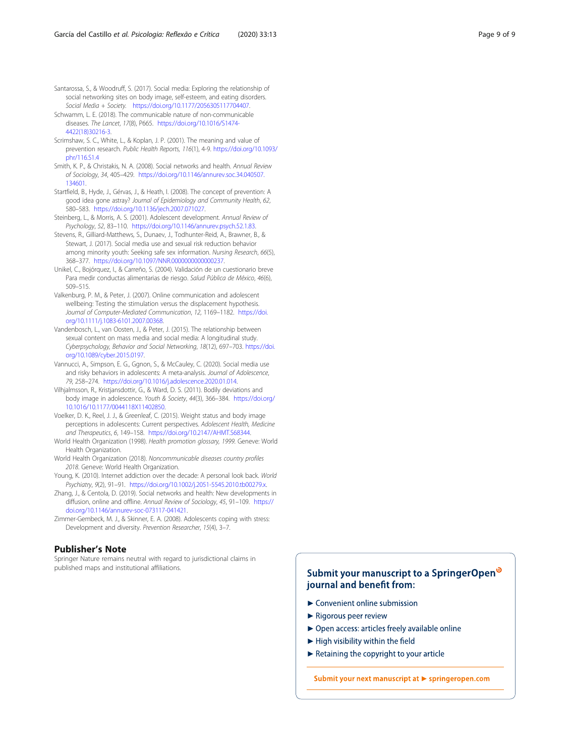Santarossa, S., & Woodruff, S. (2017). Social media: Exploring the relationship of social networking sites on body image, self-esteem, and eating disorders. *Social Media + Society*. https://doi.org/10.1177/2056305117704407.

Schwamm, L. E. (2018). The communicable nature of non-communicable diseases. *The Lancet*, *17*(8), P665. https://doi.org/10.1016/S1474-4422(18)30216-3.

Scrimshaw, S. C., White, L., & Koplan, J. P. (2001). The meaning and value of prevention research. *Public Health Reports*, *116*(1), 4-9. https://doi.org/10.1093/phr/116.S1.4

Smith, K. P., & Christakis, N. A. (2008). Social networks and health. *Annual Review of Sociology*, *34*, 405–429. https://doi.org/10.1146/annurev.soc.34.040507.134601.

Startfield, B., Hyde, J., Gérvas, J., & Heath, I. (2008). The concept of prevention: A good idea gone astray? *Journal of Epidemiology and Community Health*, *62*, 580–583. https://doi.org/10.1136/jech.2007.071027.

Steinberg, L., & Morris, A. S. (2001). Adolescent development. *Annual Review of Psychology*, *52*, 83–110. https://doi.org/10.1146/annurev.psych.52.1.83.

Stevens, R., Gilliard-Matthews, S., Dunaev, J., Todhunter-Reid, A., Brawner, B., & Stewart, J. (2017). Social media use and sexual risk reduction behavior among minority youth: Seeking safe sex information. *Nursing Research*, *66*(5), 368–377. https://doi.org/10.1097/NNR.0000000000000237.

Unikel, C., Bojórquez, I., & Carreño, S. (2004). Validación de un cuestionario breve Para medir conductas alimentarias de riesgo. *Salud Pública de México*, *46*(6), 509–515.

Valkenburg, P. M., & Peter, J. (2007). Online communication and adolescent wellbeing: Testing the stimulation versus the displacement hypothesis. *Journal of Computer-Mediated Communication*, *12*, 1169–1182. https://doi.org/10.1111/j.1083-6101.2007.00368.

Vandenbosch, L., van Oosten, J., & Peter, J. (2015). The relationship between sexual content on mass media and social media: A longitudinal study. *Cyberpsychology, Behavior and Social Networking*, *18*(12), 697–703. https://doi.org/10.1089/cyber.2015.0197.

Vannucci, A., Simpson, E. G., Ggnon, S., & McCauley, C. (2020). Social media use and risky behaviors in adolescents: A meta-analysis. *Journal of Adolescence*, *79*, 258–274. https://doi.org/10.1016/j.adolescence.2020.01.014.

Vilhjalmsson, R., Kristjansdottir, G., & Ward, D. S. (2011). Bodily deviations and body image in adolescence. *Youth & Society*, *44*(3), 366–384. https://doi.org/10.1016/10.1177/0044118X11402850.

Voelker, D. K., Reel, J. J., & Greenleaf, C. (2015). Weight status and body image perceptions in adolescents: Current perspectives. *Adolescent Health, Medicine and Therapeutics*, *6*, 149–158. https://doi.org/10.2147/AHMT.S68344.

World Health Organization (1998). *Health promotion glossary, 1999*. Geneve: World Health Organization.

World Health Organization (2018). *Noncommunicable diseases country profiles 2018*. Geneve: World Health Organization.

Young, K. (2010). Internet addiction over the decade: A personal look back. *World Psychiatry*, *9*(2), 91–91. https://doi.org/10.1002/j.2051-5545.2010.tb00279.x.

Zhang, J., & Centola, D. (2019). Social networks and health: New developments in diffusion, online and offline. *Annual Review of Sociology*, *45*, 91–109. https://doi.org/10.1146/annurev-soc-073117-041421.

Zimmer-Gembeck, M. J., & Skinner, E. A. (2008). Adolescents coping with stress: Development and diversity. *Prevention Researcher*, *15*(4), 3–7.

## Publisher's Note

Springer Nature remains neutral with regard to jurisdictional claims in published maps and institutional affiliations.

**Submit your manuscript to a SpringerOpen journal and benefit from:**

- Convenient online submission
- Rigorous peer review
- Open access: articles freely available online
- High visibility within the field
- Retaining the copyright to your article

**Submit your next manuscript at ▶ springeropen.com**